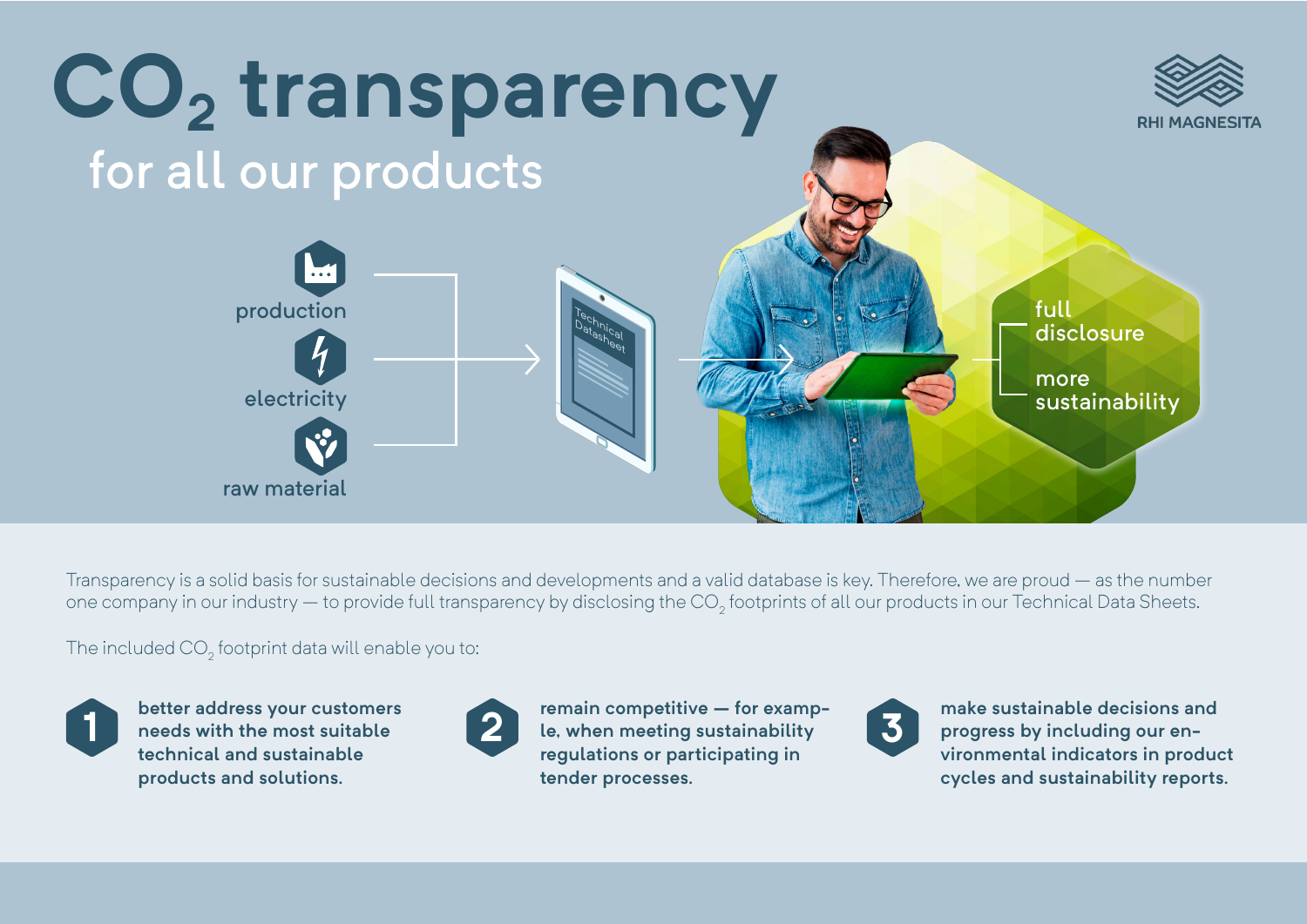# $CO_2$ transparency

## for all our products

RHI MAGNESITA

production

electricity

raw material

Technical Datasheet

full disclosure

more sustainability

Transparency is a solid basis for sustainable decisions and developments and a valid database is key. Therefore, we are proud — as the number one company in our industry — to provide full transparency by disclosing the $CO_2$ footprints of all our products in our Technical Data Sheets.

The included $CO_2$ footprint data will enable you to:

1. **better address your customers needs with the most suitable technical and sustainable products and solutions.**
2. **remain competitive — for example, when meeting sustainability regulations or participating in tender processes.**
3. **make sustainable decisions and progress by including our environmental indicators in product cycles and sustainability reports.**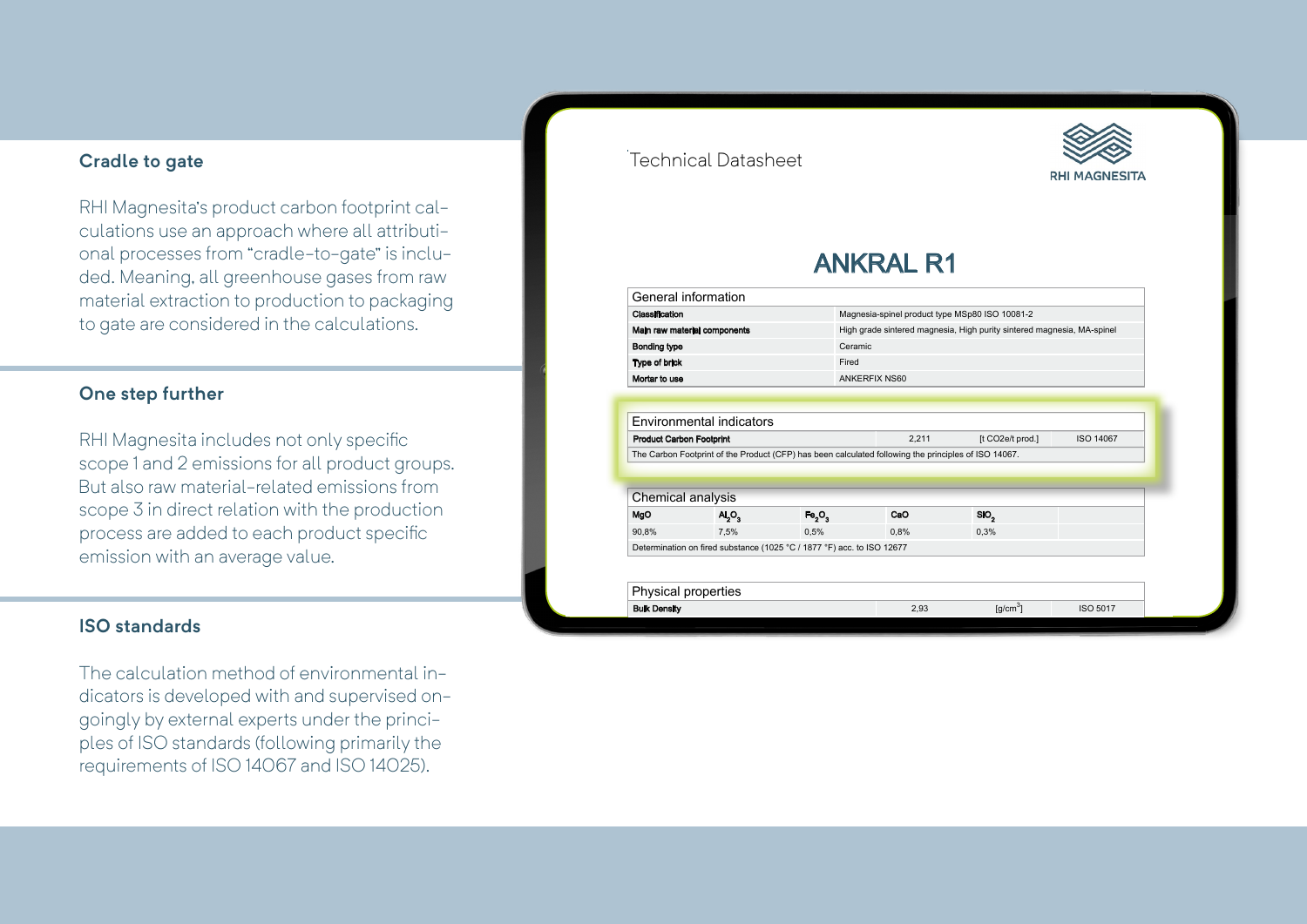## Cradle to gate

RHI Magnesita's product carbon footprint calculations use an approach where all attributional processes from "cradle-to-gate" is included. Meaning, all greenhouse gases from raw material extraction to production to packaging to gate are considered in the calculations.

## One step further

RHI Magnesita includes not only specific scope 1 and 2 emissions for all product groups. But also raw material-related emissions from scope 3 in direct relation with the production process are added to each product specific emission with an average value.

## ISO standards

The calculation method of environmental indicators is developed with and supervised ongoingly by external experts under the principles of ISO standards (following primarily the requirements of ISO 14067 and ISO 14025).

Technical Datasheet

RHI MAGNESITA

# ANKRAL R1

| General information | |
|---|---|
| Classification | Magnesia-spinel product type MSp80 ISO 10081-2 |
| Main raw material components | High grade sintered magnesia, High purity sintered magnesia, MA-spinel |
| Bonding type | Ceramic |
| Type of brick | Fired |
| Mortar to use | ANKERFIX NS60 |

| Environmental indicators | | | |
|---|---|---|---|
| Product Carbon Footprint | 2,211 | [t CO2e/t prod.] | ISO 14067 |
| The Carbon Footprint of the Product (CFP) has been calculated following the principles of ISO 14067. | | | |

| Chemical analysis | | | | | |
|---|---|---|---|---|---|
| MgO | $Al_2O_3$ | $Fe_2O_3$ | CaO | $SiO_2$ | |
| 90,8% | 7,5% | 0,5% | 0,8% | 0,3% | |
| Determination on fired substance (1025 °C / 1877 °F) acc. to ISO 12677 | | | | | |

| Physical properties | | | |
|---|---|---|---|
| Bulk Density | 2,93 | [g/cm³] | ISO 5017 |